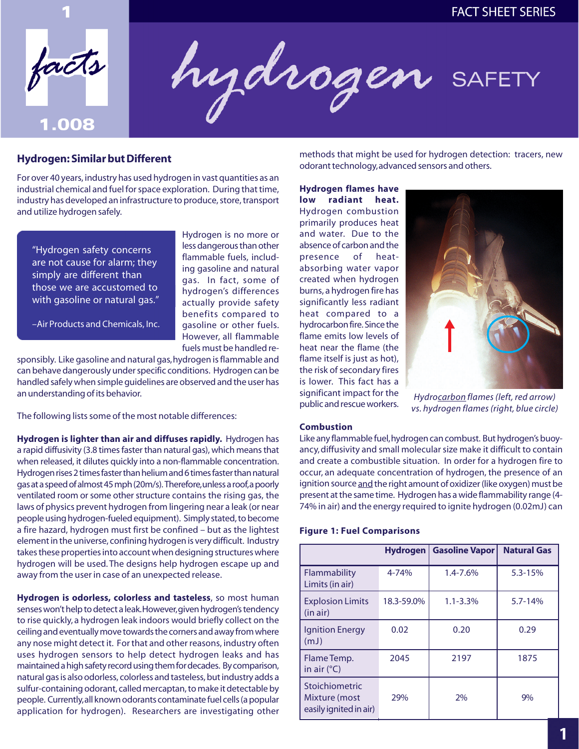# hydrogen SAFETY

FACT SHEET SERIES

## Hydrogen: Similar but Different

For over 40 years, industry has used hydrogen in vast quantities as an industrial chemical and fuel for space exploration. During that time, industry has developed an infrastructure to produce, store, transport and utilize hydrogen safely.

> "Hydrogen safety concerns are not cause for alarm; they simply are different than those we are accustomed to with gasoline or natural gas."
>
> –Air Products and Chemicals, Inc.

Hydrogen is no more or less dangerous than other flammable fuels, including gasoline and natural gas. In fact, some of hydrogen's differences actually provide safety benefits compared to gasoline or other fuels. However, all flammable fuels must be handled responsibly. Like gasoline and natural gas, hydrogen is flammable and can behave dangerously under specific conditions. Hydrogen can be handled safely when simple guidelines are observed and the user has an understanding of its behavior.

The following lists some of the most notable differences:

**Hydrogen is lighter than air and diffuses rapidly.** Hydrogen has a rapid diffusivity (3.8 times faster than natural gas), which means that when released, it dilutes quickly into a non-flammable concentration. Hydrogen rises 2 times faster than helium and 6 times faster than natural gas at a speed of almost 45 mph (20m/s). Therefore, unless a roof, a poorly ventilated room or some other structure contains the rising gas, the laws of physics prevent hydrogen from lingering near a leak (or near people using hydrogen-fueled equipment). Simply stated, to become a fire hazard, hydrogen must first be confined – but as the lightest element in the universe, confining hydrogen is very difficult. Industry takes these properties into account when designing structures where hydrogen will be used. The designs help hydrogen escape up and away from the user in case of an unexpected release.

**Hydrogen is odorless, colorless and tasteless**, so most human senses won't help to detect a leak. However, given hydrogen's tendency to rise quickly, a hydrogen leak indoors would briefly collect on the ceiling and eventually move towards the corners and away from where any nose might detect it. For that and other reasons, industry often uses hydrogen sensors to help detect hydrogen leaks and has maintained a high safety record using them for decades. By comparison, natural gas is also odorless, colorless and tasteless, but industry adds a sulfur-containing odorant, called mercaptan, to make it detectable by people. Currently, all known odorants contaminate fuel cells (a popular application for hydrogen). Researchers are investigating other methods that might be used for hydrogen detection: tracers, new odorant technology, advanced sensors and others.

**Hydrogen flames have low radiant heat.** Hydrogen combustion primarily produces heat and water. Due to the absence of carbon and the presence of heat-absorbing water vapor created when hydrogen burns, a hydrogen fire has significantly less radiant heat compared to a hydrocarbon fire. Since the flame emits low levels of heat near the flame (the flame itself is just as hot), the risk of secondary fires is lower. This fact has a significant impact for the public and rescue workers.

*Hydrocarbon flames (left, red arrow) vs. hydrogen flames (right, blue circle)*

### Combustion

Like any flammable fuel, hydrogen can combust. But hydrogen's buoyancy, diffusivity and small molecular size make it difficult to contain and create a combustible situation. In order for a hydrogen fire to occur, an adequate concentration of hydrogen, the presence of an ignition source and the right amount of oxidizer (like oxygen) must be present at the same time. Hydrogen has a wide flammability range (4-74% in air) and the energy required to ignite hydrogen (0.02mJ) can

**Figure 1: Fuel Comparisons**

| | Hydrogen | Gasoline Vapor | Natural Gas |
|---|---|---|---|
| Flammability Limits (in air) | 4-74% | 1.4-7.6% | 5.3-15% |
| Explosion Limits (in air) | 18.3-59.0% | 1.1-3.3% | 5.7-14% |
| Ignition Energy (mJ) | 0.02 | 0.20 | 0.29 |
| Flame Temp. in air (°C) | 2045 | 2197 | 1875 |
| Stoichiometric Mixture (most easily ignited in air) | 29% | 2% | 9% |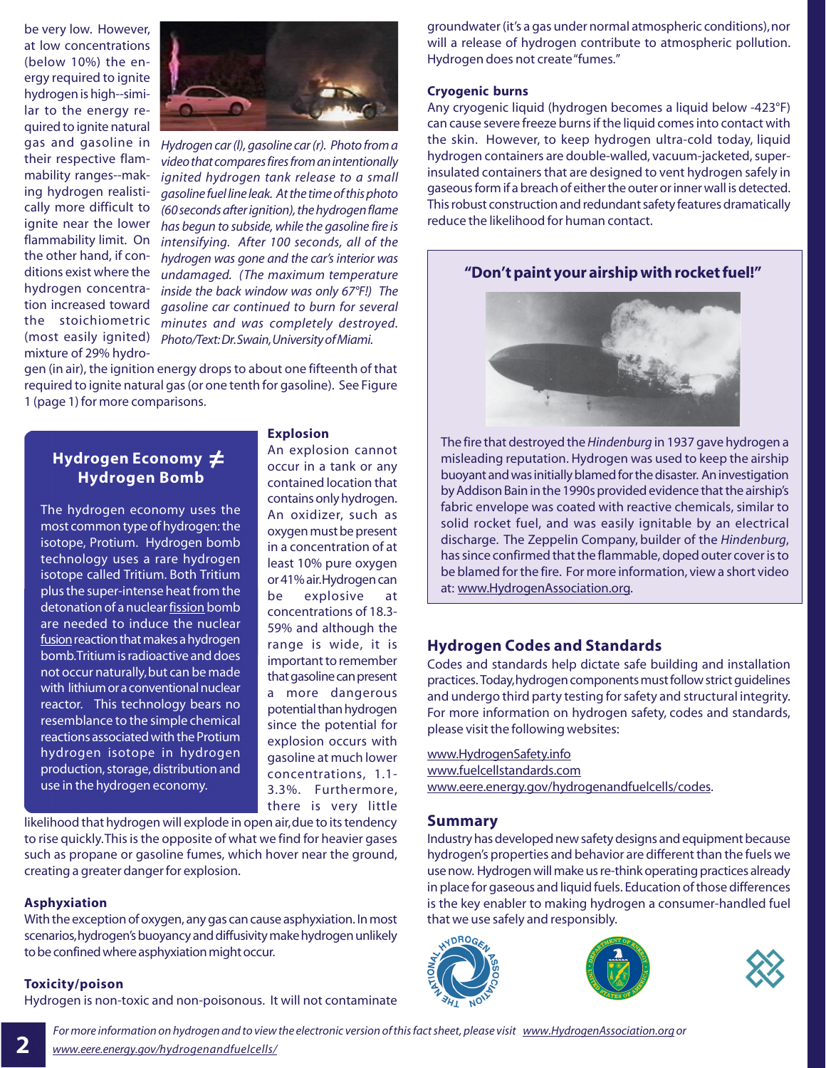be very low. However, at low concentrations (below 10%) the energy required to ignite hydrogen is high--similar to the energy required to ignite natural gas and gasoline in their respective flammability ranges--making hydrogen realistically more difficult to ignite near the lower flammability limit. On the other hand, if conditions exist where the hydrogen concentration increased toward the stoichiometric (most easily ignited) mixture of 29% hydrogen (in air), the ignition energy drops to about one fifteenth of that required to ignite natural gas (or one tenth for gasoline). See Figure 1 (page 1) for more comparisons.

*Hydrogen car (l), gasoline car (r). Photo from a video that compares fires from an intentionally ignited hydrogen tank release to a small gasoline fuel line leak. At the time of this photo (60 seconds after ignition), the hydrogen flame has begun to subside, while the gasoline fire is intensifying. After 100 seconds, all of the hydrogen was gone and the car's interior was undamaged. (The maximum temperature inside the back window was only 67°F!) The gasoline car continued to burn for several minutes and was completely destroyed. Photo/Text: Dr. Swain, University of Miami.*

## Hydrogen Economy ≠ Hydrogen Bomb

The hydrogen economy uses the most common type of hydrogen: the isotope, Protium. Hydrogen bomb technology uses a rare hydrogen isotope called Tritium. Both Tritium plus the super-intense heat from the detonation of a nuclear fission bomb are needed to induce the nuclear fusion reaction that makes a hydrogen bomb. Tritium is radioactive and does not occur naturally, but can be made with lithium or a conventional nuclear reactor. This technology bears no resemblance to the simple chemical reactions associated with the Protium hydrogen isotope in hydrogen production, storage, distribution and use in the hydrogen economy.

### Explosion

An explosion cannot occur in a tank or any contained location that contains only hydrogen. An oxidizer, such as oxygen must be present in a concentration of at least 10% pure oxygen or 41% air. Hydrogen can be explosive at concentrations of 18.3-59% and although the range is wide, it is important to remember that gasoline can present a more dangerous potential than hydrogen since the potential for explosion occurs with gasoline at much lower concentrations, 1.1-3.3%. Furthermore, there is very little likelihood that hydrogen will explode in open air, due to its tendency to rise quickly. This is the opposite of what we find for heavier gases such as propane or gasoline fumes, which hover near the ground, creating a greater danger for explosion.

### Asphyxiation

With the exception of oxygen, any gas can cause asphyxiation. In most scenarios, hydrogen's buoyancy and diffusivity make hydrogen unlikely to be confined where asphyxiation might occur.

### Toxicity/poison

Hydrogen is non-toxic and non-poisonous. It will not contaminate groundwater (it's a gas under normal atmospheric conditions), nor will a release of hydrogen contribute to atmospheric pollution. Hydrogen does not create "fumes."

### Cryogenic burns

Any cryogenic liquid (hydrogen becomes a liquid below -423°F) can cause severe freeze burns if the liquid comes into contact with the skin. However, to keep hydrogen ultra-cold today, liquid hydrogen containers are double-walled, vacuum-jacketed, super-insulated containers that are designed to vent hydrogen safely in gaseous form if a breach of either the outer or inner wall is detected. This robust construction and redundant safety features dramatically reduce the likelihood for human contact.

## "Don't paint your airship with rocket fuel!"

The fire that destroyed the *Hindenburg* in 1937 gave hydrogen a misleading reputation. Hydrogen was used to keep the airship buoyant and was initially blamed for the disaster. An investigation by Addison Bain in the 1990s provided evidence that the airship's fabric envelope was coated with reactive chemicals, similar to solid rocket fuel, and was easily ignitable by an electrical discharge. The Zeppelin Company, builder of the *Hindenburg*, has since confirmed that the flammable, doped outer cover is to be blamed for the fire. For more information, view a short video at: www.HydrogenAssociation.org.

## Hydrogen Codes and Standards

Codes and standards help dictate safe building and installation practices. Today, hydrogen components must follow strict guidelines and undergo third party testing for safety and structural integrity. For more information on hydrogen safety, codes and standards, please visit the following websites:

www.HydrogenSafety.info
www.fuelcellstandards.com
www.eere.energy.gov/hydrogenandfuelcells/codes.

## Summary

Industry has developed new safety designs and equipment because hydrogen's properties and behavior are different than the fuels we use now. Hydrogen will make us re-think operating practices already in place for gaseous and liquid fuels. Education of those differences is the key enabler to making hydrogen a consumer-handled fuel that we use safely and responsibly.

*For more information on hydrogen and to view the electronic version of this fact sheet, please visit www.HydrogenAssociation.org or www.eere.energy.gov/hydrogenandfuelcells/*